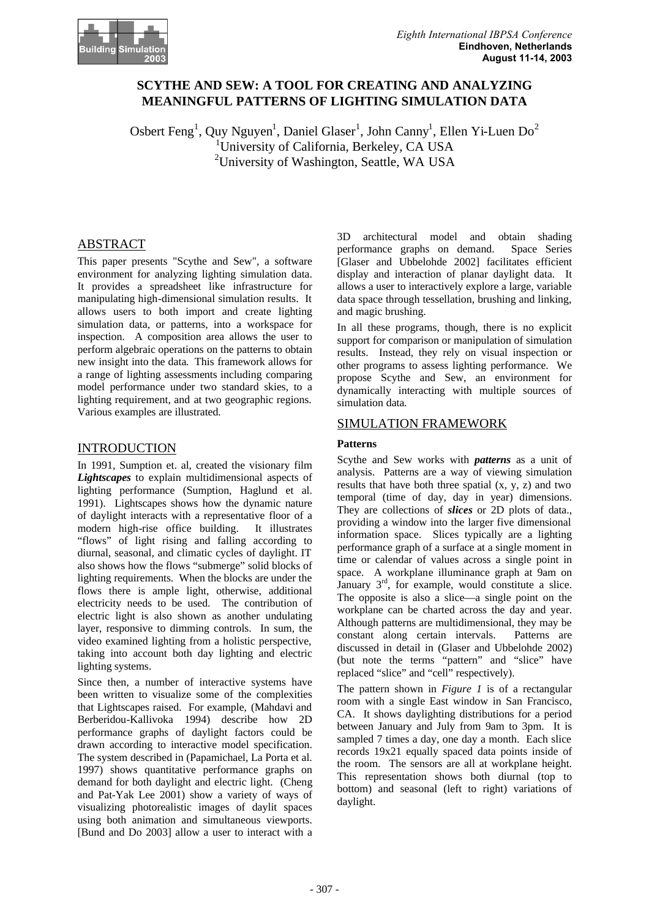# SCYTHE AND SEW: A TOOL FOR CREATING AND ANALYZING MEANINGFUL PATTERNS OF LIGHTING SIMULATION DATA

Osbert Feng[1], Quy Nguyen[1], Daniel Glaser[1], John Canny[1], Ellen Yi-Luen Do[2]
[1]University of California, Berkeley, CA USA
[2]University of Washington, Seattle, WA USA

## ABSTRACT

This paper presents "Scythe and Sew", a software environment for analyzing lighting simulation data. It provides a spreadsheet like infrastructure for manipulating high-dimensional simulation results. It allows users to both import and create lighting simulation data, or patterns, into a workspace for inspection. A composition area allows the user to perform algebraic operations on the patterns to obtain new insight into the data. This framework allows for a range of lighting assessments including comparing model performance under two standard skies, to a lighting requirement, and at two geographic regions. Various examples are illustrated.

## INTRODUCTION

In 1991, Sumption et. al, created the visionary film ***Lightscapes*** to explain multidimensional aspects of lighting performance (Sumption, Haglund et al. 1991). Lightscapes shows how the dynamic nature of daylight interacts with a representative floor of a modern high-rise office building. It illustrates "flows" of light rising and falling according to diurnal, seasonal, and climatic cycles of daylight. IT also shows how the flows "submerge" solid blocks of lighting requirements. When the blocks are under the flows there is ample light, otherwise, additional electricity needs to be used. The contribution of electric light is also shown as another undulating layer, responsive to dimming controls. In sum, the video examined lighting from a holistic perspective, taking into account both day lighting and electric lighting systems.

Since then, a number of interactive systems have been written to visualize some of the complexities that Lightscapes raised. For example, (Mahdavi and Berberidou-Kallivoka 1994) describe how 2D performance graphs of daylight factors could be drawn according to interactive model specification. The system described in (Papamichael, La Porta et al. 1997) shows quantitative performance graphs on demand for both daylight and electric light. (Cheng and Pat-Yak Lee 2001) show a variety of ways of visualizing photorealistic images of daylit spaces using both animation and simultaneous viewports. [Bund and Do 2003] allow a user to interact with a 3D architectural model and obtain shading performance graphs on demand. Space Series [Glaser and Ubbelohde 2002] facilitates efficient display and interaction of planar daylight data. It allows a user to interactively explore a large, variable data space through tessellation, brushing and linking, and magic brushing.

In all these programs, though, there is no explicit support for comparison or manipulation of simulation results. Instead, they rely on visual inspection or other programs to assess lighting performance. We propose Scythe and Sew, an environment for dynamically interacting with multiple sources of simulation data.

## SIMULATION FRAMEWORK

### Patterns

Scythe and Sew works with ***patterns*** as a unit of analysis. Patterns are a way of viewing simulation results that have both three spatial (x, y, z) and two temporal (time of day, day in year) dimensions. They are collections of ***slices*** or 2D plots of data., providing a window into the larger five dimensional information space. Slices typically are a lighting performance graph of a surface at a single moment in time or calendar of values across a single point in space. A workplane illuminance graph at 9am on January 3rd, for example, would constitute a slice. The opposite is also a slice—a single point on the workplane can be charted across the day and year. Although patterns are multidimensional, they may be constant along certain intervals. Patterns are discussed in detail in (Glaser and Ubbelohde 2002) (but note the terms "pattern" and "slice" have replaced "slice" and "cell" respectively).

The pattern shown in *Figure 1* is of a rectangular room with a single East window in San Francisco, CA. It shows daylighting distributions for a period between January and July from 9am to 3pm. It is sampled 7 times a day, one day a month. Each slice records 19x21 equally spaced data points inside of the room. The sensors are all at workplane height. This representation shows both diurnal (top to bottom) and seasonal (left to right) variations of daylight.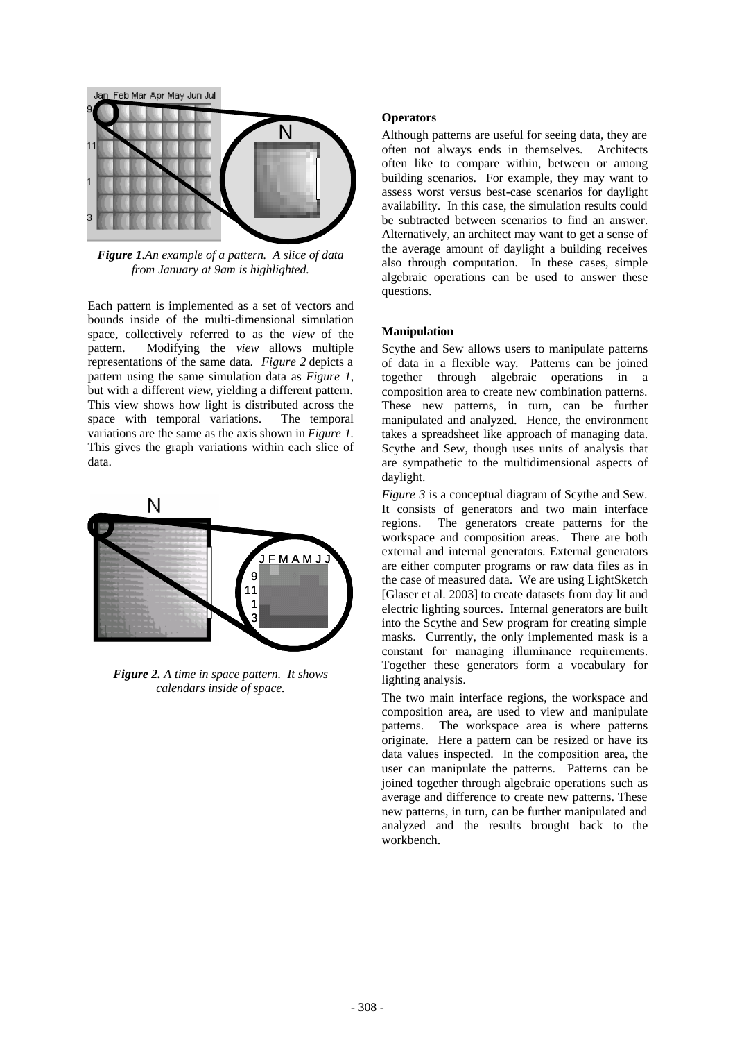*Figure 1.An example of a pattern. A slice of data from January at 9am is highlighted.*

Each pattern is implemented as a set of vectors and bounds inside of the multi-dimensional simulation space, collectively referred to as the *view* of the pattern. Modifying the *view* allows multiple representations of the same data. *Figure 2* depicts a pattern using the same simulation data as *Figure 1*, but with a different *view*, yielding a different pattern. This view shows how light is distributed across the space with temporal variations. The temporal variations are the same as the axis shown in *Figure 1.* This gives the graph variations within each slice of data.

***Figure 2.*** *A time in space pattern. It shows calendars inside of space.*

**Operators**

Although patterns are useful for seeing data, they are often not always ends in themselves. Architects often like to compare within, between or among building scenarios. For example, they may want to assess worst versus best-case scenarios for daylight availability. In this case, the simulation results could be subtracted between scenarios to find an answer. Alternatively, an architect may want to get a sense of the average amount of daylight a building receives also through computation. In these cases, simple algebraic operations can be used to answer these questions.

**Manipulation**

Scythe and Sew allows users to manipulate patterns of data in a flexible way. Patterns can be joined together through algebraic operations in a composition area to create new combination patterns. These new patterns, in turn, can be further manipulated and analyzed. Hence, the environment takes a spreadsheet like approach of managing data. Scythe and Sew, though uses units of analysis that are sympathetic to the multidimensional aspects of daylight.

*Figure 3* is a conceptual diagram of Scythe and Sew. It consists of generators and two main interface regions. The generators create patterns for the workspace and composition areas. There are both external and internal generators. External generators are either computer programs or raw data files as in the case of measured data. We are using LightSketch [Glaser et al. 2003] to create datasets from day lit and electric lighting sources. Internal generators are built into the Scythe and Sew program for creating simple masks. Currently, the only implemented mask is a constant for managing illuminance requirements. Together these generators form a vocabulary for lighting analysis.

The two main interface regions, the workspace and composition area, are used to view and manipulate patterns. The workspace area is where patterns originate. Here a pattern can be resized or have its data values inspected. In the composition area, the user can manipulate the patterns. Patterns can be joined together through algebraic operations such as average and difference to create new patterns. These new patterns, in turn, can be further manipulated and analyzed and the results brought back to the workbench.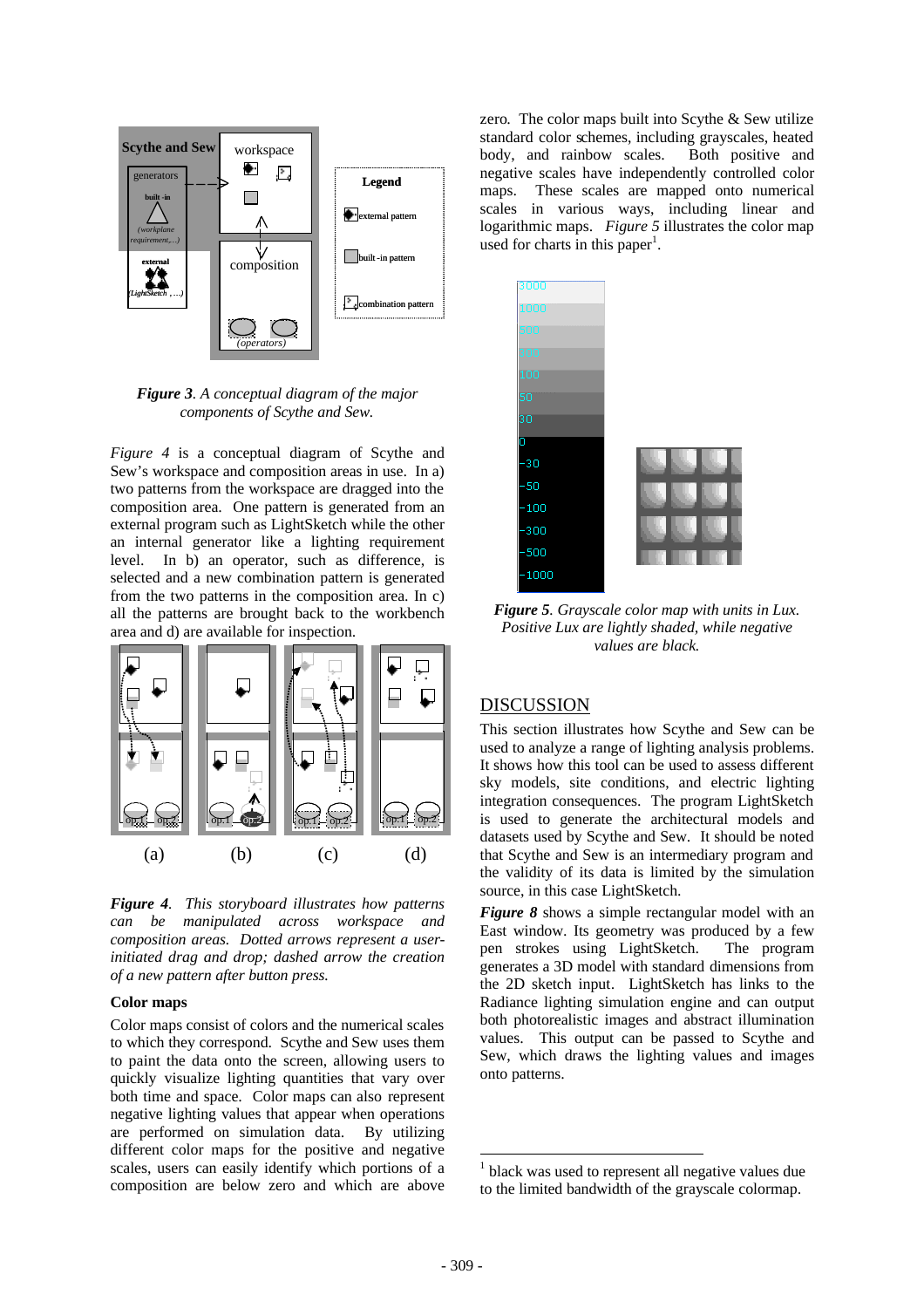*Figure 3. A conceptual diagram of the major components of Scythe and Sew.*

*Figure 4* is a conceptual diagram of Scythe and Sew's workspace and composition areas in use. In a) two patterns from the workspace are dragged into the composition area. One pattern is generated from an external program such as LightSketch while the other an internal generator like a lighting requirement level. In b) an operator, such as difference, is selected and a new combination pattern is generated from the two patterns in the composition area. In c) all the patterns are brought back to the workbench area and d) are available for inspection.

***Figure 4**. This storyboard illustrates how patterns can be manipulated across workspace and composition areas. Dotted arrows represent a user-initiated drag and drop; dashed arrow the creation of a new pattern after button press.*

### Color maps

Color maps consist of colors and the numerical scales to which they correspond. Scythe and Sew uses them to paint the data onto the screen, allowing users to quickly visualize lighting quantities that vary over both time and space. Color maps can also represent negative lighting values that appear when operations are performed on simulation data. By utilizing different color maps for the positive and negative scales, users can easily identify which portions of a composition are below zero and which are above zero. The color maps built into Scythe & Sew utilize standard color schemes, including grayscales, heated body, and rainbow scales. Both positive and negative scales have independently controlled color maps. These scales are mapped onto numerical scales in various ways, including linear and logarithmic maps. *Figure 5* illustrates the color map used for charts in this paper[1].

***Figure 5**. Grayscale color map with units in Lux. Positive Lux are lightly shaded, while negative values are black.*

## DISCUSSION

This section illustrates how Scythe and Sew can be used to analyze a range of lighting analysis problems. It shows how this tool can be used to assess different sky models, site conditions, and electric lighting integration consequences. The program LightSketch is used to generate the architectural models and datasets used by Scythe and Sew. It should be noted that Scythe and Sew is an intermediary program and the validity of its data is limited by the simulation source, in this case LightSketch.

***Figure 8*** shows a simple rectangular model with an East window. Its geometry was produced by a few pen strokes using LightSketch. The program generates a 3D model with standard dimensions from the 2D sketch input. LightSketch has links to the Radiance lighting simulation engine and can output both photorealistic images and abstract illumination values. This output can be passed to Scythe and Sew, which draws the lighting values and images onto patterns.

[1] black was used to represent all negative values due to the limited bandwidth of the grayscale colormap.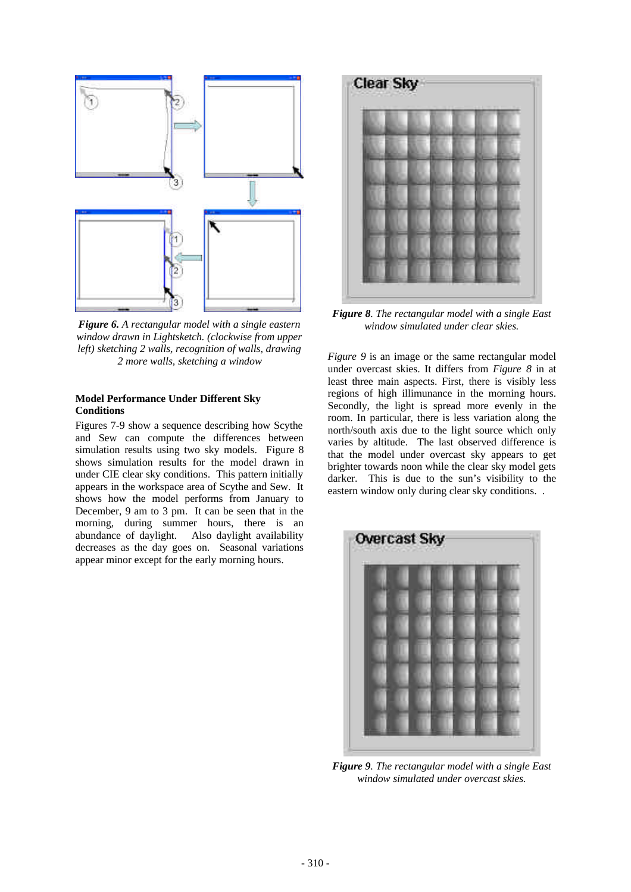*Figure 6. A rectangular model with a single eastern window drawn in Lightsketch. (clockwise from upper left) sketching 2 walls, recognition of walls, drawing 2 more walls, sketching a window*

### Model Performance Under Different Sky Conditions

Figures 7-9 show a sequence describing how Scythe and Sew can compute the differences between simulation results using two sky models. Figure 8 shows simulation results for the model drawn in under CIE clear sky conditions. This pattern initially appears in the workspace area of Scythe and Sew. It shows how the model performs from January to December, 9 am to 3 pm. It can be seen that in the morning, during summer hours, there is an abundance of daylight. Also daylight availability decreases as the day goes on. Seasonal variations appear minor except for the early morning hours.

*Figure 8. The rectangular model with a single East window simulated under clear skies.*

*Figure 9* is an image or the same rectangular model under overcast skies. It differs from *Figure 8* in at least three main aspects. First, there is visibly less regions of high illuminance in the morning hours. Secondly, the light is spread more evenly in the room. In particular, there is less variation along the north/south axis due to the light source which only varies by altitude. The last observed difference is that the model under overcast sky appears to get brighter towards noon while the clear sky model gets darker. This is due to the sun's visibility to the eastern window only during clear sky conditions. .

*Figure 9. The rectangular model with a single East window simulated under overcast skies.*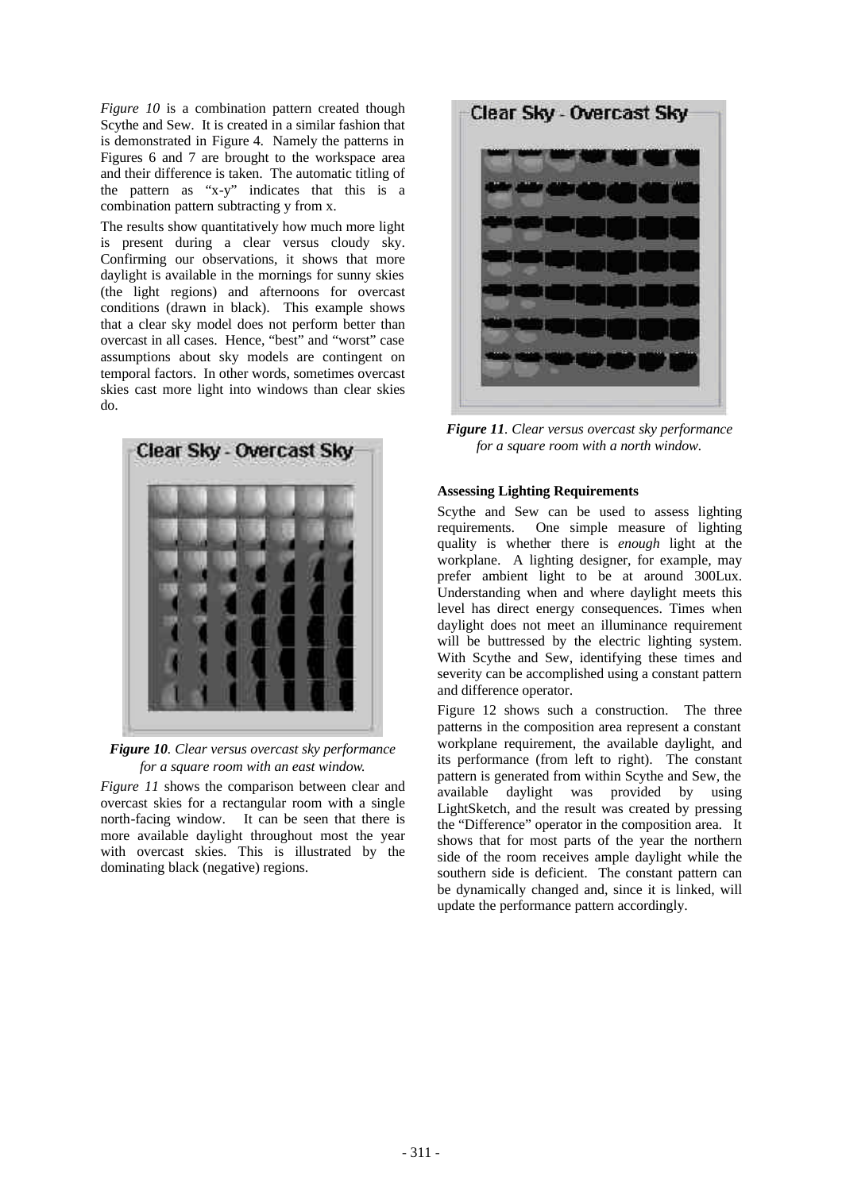*Figure 10* is a combination pattern created though Scythe and Sew. It is created in a similar fashion that is demonstrated in Figure 4. Namely the patterns in Figures 6 and 7 are brought to the workspace area and their difference is taken. The automatic titling of the pattern as "x-y" indicates that this is a combination pattern subtracting y from x.

The results show quantitatively how much more light is present during a clear versus cloudy sky. Confirming our observations, it shows that more daylight is available in the mornings for sunny skies (the light regions) and afternoons for overcast conditions (drawn in black). This example shows that a clear sky model does not perform better than overcast in all cases. Hence, "best" and "worst" case assumptions about sky models are contingent on temporal factors. In other words, sometimes overcast skies cast more light into windows than clear skies do.

Clear Sky - Overcast Sky

***Figure 10****. Clear versus overcast sky performance for a square room with an east window.*

*Figure 11* shows the comparison between clear and overcast skies for a rectangular room with a single north-facing window. It can be seen that there is more available daylight throughout most the year with overcast skies. This is illustrated by the dominating black (negative) regions.

Clear Sky - Overcast Sky

***Figure 11****. Clear versus overcast sky performance for a square room with a north window.*

**Assessing Lighting Requirements**

Scythe and Sew can be used to assess lighting requirements. One simple measure of lighting quality is whether there is *enough* light at the workplane. A lighting designer, for example, may prefer ambient light to be at around 300Lux. Understanding when and where daylight meets this level has direct energy consequences. Times when daylight does not meet an illuminance requirement will be buttressed by the electric lighting system. With Scythe and Sew, identifying these times and severity can be accomplished using a constant pattern and difference operator.

Figure 12 shows such a construction. The three patterns in the composition area represent a constant workplane requirement, the available daylight, and its performance (from left to right). The constant pattern is generated from within Scythe and Sew, the available daylight was provided by using LightSketch, and the result was created by pressing the "Difference" operator in the composition area. It shows that for most parts of the year the northern side of the room receives ample daylight while the southern side is deficient. The constant pattern can be dynamically changed and, since it is linked, will update the performance pattern accordingly.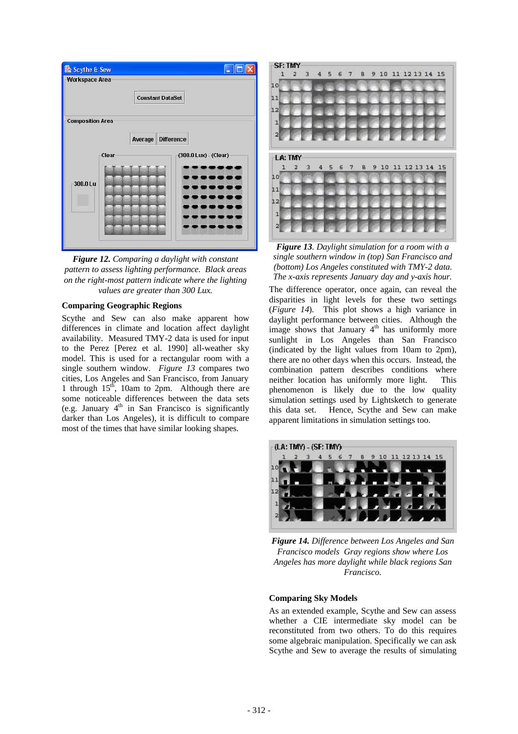***Figure 12.*** *Comparing a daylight with constant pattern to assess lighting performance. Black areas on the right-most pattern indicate where the lighting values are greater than 300 Lux.*

### Comparing Geographic Regions

Scythe and Sew can also make apparent how differences in climate and location affect daylight availability. Measured TMY-2 data is used for input to the Perez [Perez et al. 1990] all-weather sky model. This is used for a rectangular room with a single southern window. *Figure 13* compares two cities, Los Angeles and San Francisco, from January 1 through 15th, 10am to 2pm. Although there are some noticeable differences between the data sets (e.g. January 4th in San Francisco is significantly darker than Los Angeles), it is difficult to compare most of the times that have similar looking shapes.

***Figure 13****. Daylight simulation for a room with a single southern window in (top) San Francisco and (bottom) Los Angeles constituted with TMY-2 data. The x-axis represents January day and y-axis hour.*

The difference operator, once again, can reveal the disparities in light levels for these two settings (*Figure 14*). This plot shows a high variance in daylight performance between cities. Although the image shows that January 4th has uniformly more sunlight in Los Angeles than San Francisco (indicated by the light values from 10am to 2pm), there are no other days when this occurs. Instead, the combination pattern describes conditions where neither location has uniformly more light. This phenomenon is likely due to the low quality simulation settings used by Lightsketch to generate this data set. Hence, Scythe and Sew can make apparent limitations in simulation settings too.

***Figure 14.*** *Difference between Los Angeles and San Francisco models Gray regions show where Los Angeles has more daylight while black regions San Francisco.*

### Comparing Sky Models

As an extended example, Scythe and Sew can assess whether a CIE intermediate sky model can be reconstituted from two others. To do this requires some algebraic manipulation. Specifically we can ask Scythe and Sew to average the results of simulating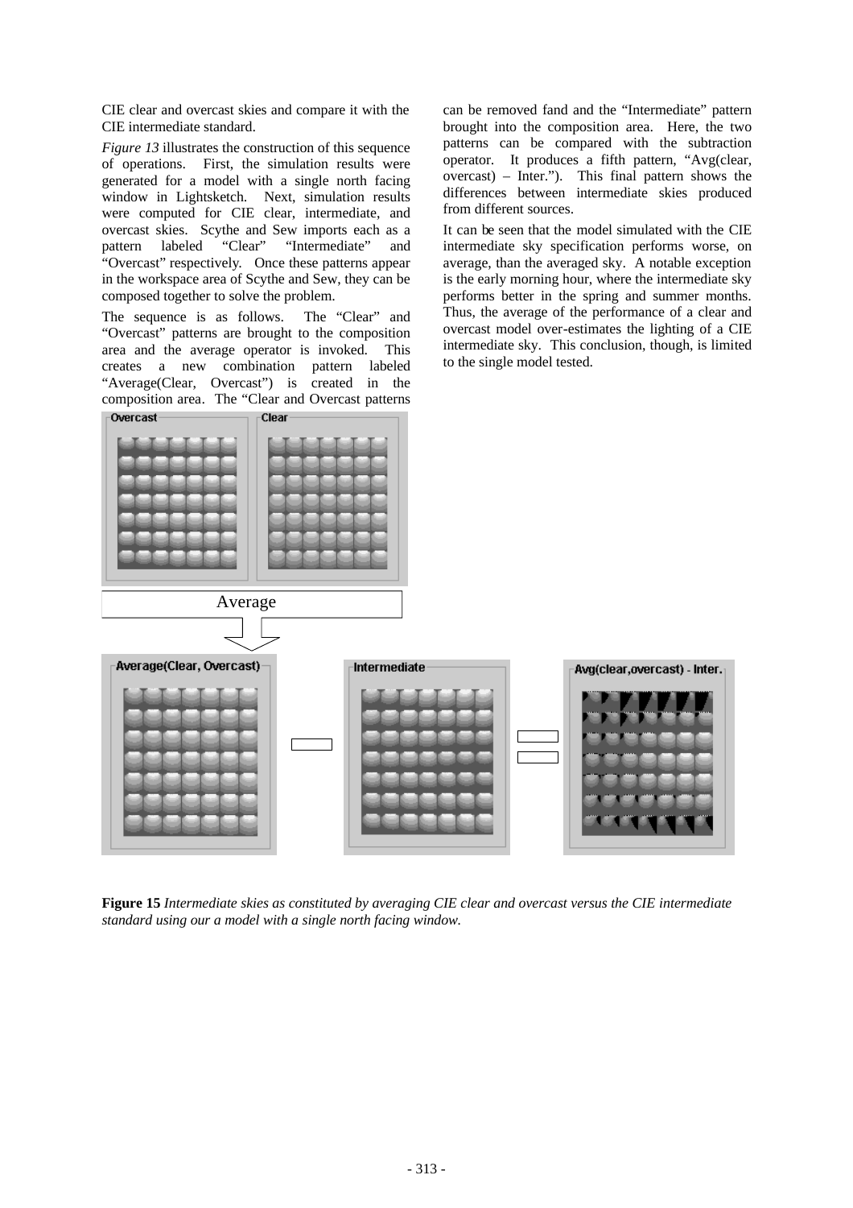CIE clear and overcast skies and compare it with the CIE intermediate standard.

*Figure 13* illustrates the construction of this sequence of operations. First, the simulation results were generated for a model with a single north facing window in Lightsketch. Next, simulation results were computed for CIE clear, intermediate, and overcast skies. Scythe and Sew imports each as a pattern labeled "Clear" "Intermediate" and "Overcast" respectively. Once these patterns appear in the workspace area of Scythe and Sew, they can be composed together to solve the problem.

The sequence is as follows. The "Clear" and "Overcast" patterns are brought to the composition area and the average operator is invoked. This creates a new combination pattern labeled "Average(Clear, Overcast") is created in the composition area. The "Clear and Overcast patterns can be removed fand and the "Intermediate" pattern brought into the composition area. Here, the two patterns can be compared with the subtraction operator. It produces a fifth pattern, "Avg(clear, overcast) – Inter."). This final pattern shows the differences between intermediate skies produced from different sources.

It can be seen that the model simulated with the CIE intermediate sky specification performs worse, on average, than the averaged sky. A notable exception is the early morning hour, where the intermediate sky performs better in the spring and summer months. Thus, the average of the performance of a clear and overcast model over-estimates the lighting of a CIE intermediate sky. This conclusion, though, is limited to the single model tested.

**Figure 15** *Intermediate skies as constituted by averaging CIE clear and overcast versus the CIE intermediate standard using our a model with a single north facing window.*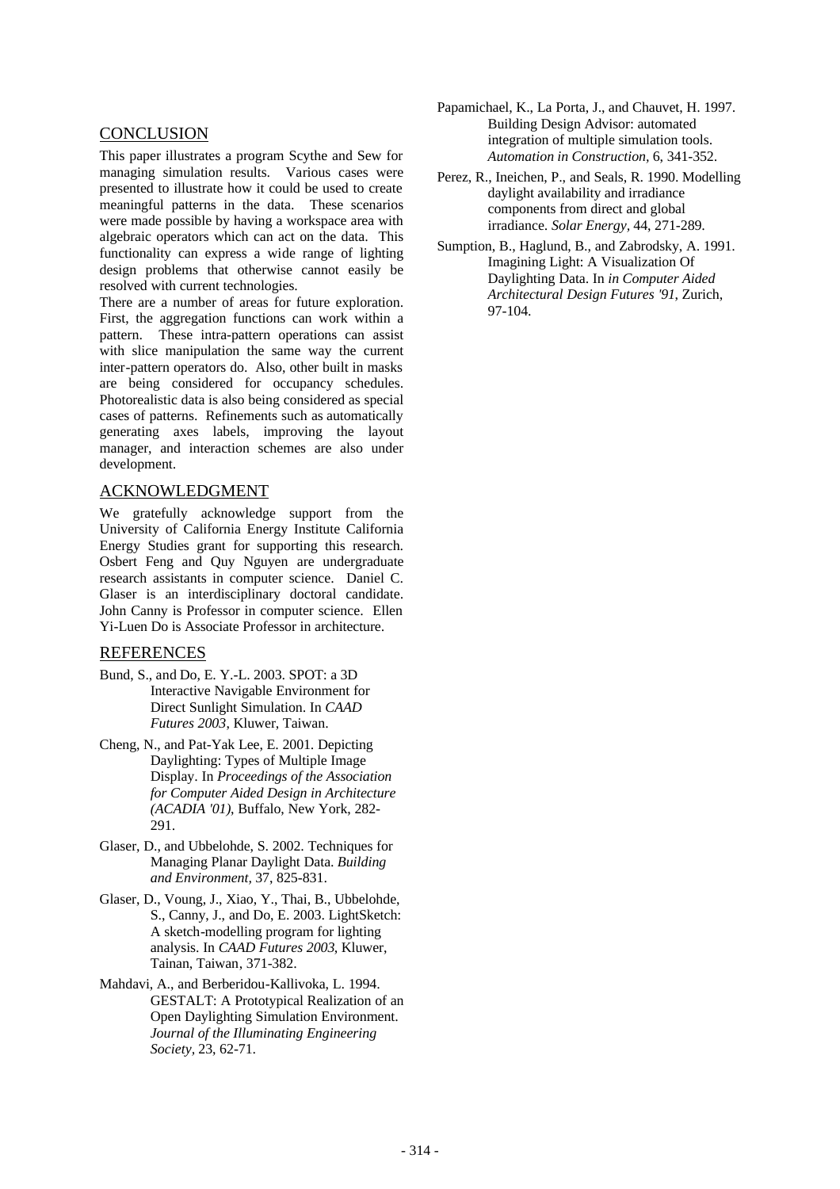## CONCLUSION

This paper illustrates a program Scythe and Sew for managing simulation results. Various cases were presented to illustrate how it could be used to create meaningful patterns in the data. These scenarios were made possible by having a workspace area with algebraic operators which can act on the data. This functionality can express a wide range of lighting design problems that otherwise cannot easily be resolved with current technologies.

There are a number of areas for future exploration. First, the aggregation functions can work within a pattern. These intra-pattern operations can assist with slice manipulation the same way the current inter-pattern operators do. Also, other built in masks are being considered for occupancy schedules. Photorealistic data is also being considered as special cases of patterns. Refinements such as automatically generating axes labels, improving the layout manager, and interaction schemes are also under development.

## ACKNOWLEDGMENT

We gratefully acknowledge support from the University of California Energy Institute California Energy Studies grant for supporting this research. Osbert Feng and Quy Nguyen are undergraduate research assistants in computer science. Daniel C. Glaser is an interdisciplinary doctoral candidate. John Canny is Professor in computer science. Ellen Yi-Luen Do is Associate Professor in architecture.

## REFERENCES

Bund, S., and Do, E. Y.-L. 2003. SPOT: a 3D Interactive Navigable Environment for Direct Sunlight Simulation. In *CAAD Futures 2003*, Kluwer, Taiwan.

Cheng, N., and Pat-Yak Lee, E. 2001. Depicting Daylighting: Types of Multiple Image Display. In *Proceedings of the Association for Computer Aided Design in Architecture (ACADIA '01)*, Buffalo, New York, 282-291.

Glaser, D., and Ubbelohde, S. 2002. Techniques for Managing Planar Daylight Data. *Building and Environment,* 37, 825-831.

Glaser, D., Voung, J., Xiao, Y., Thai, B., Ubbelohde, S., Canny, J., and Do, E. 2003. LightSketch: A sketch-modelling program for lighting analysis. In *CAAD Futures 2003*, Kluwer, Tainan, Taiwan, 371-382.

Mahdavi, A., and Berberidou-Kallivoka, L. 1994. GESTALT: A Prototypical Realization of an Open Daylighting Simulation Environment. *Journal of the Illuminating Engineering Society,* 23, 62-71.

Papamichael, K., La Porta, J., and Chauvet, H. 1997. Building Design Advisor: automated integration of multiple simulation tools. *Automation in Construction*, 6, 341-352.

Perez, R., Ineichen, P., and Seals, R. 1990. Modelling daylight availability and irradiance components from direct and global irradiance. *Solar Energy,* 44, 271-289.

Sumption, B., Haglund, B., and Zabrodsky, A. 1991. Imagining Light: A Visualization Of Daylighting Data. In *in Computer Aided Architectural Design Futures '91*, Zurich, 97-104.